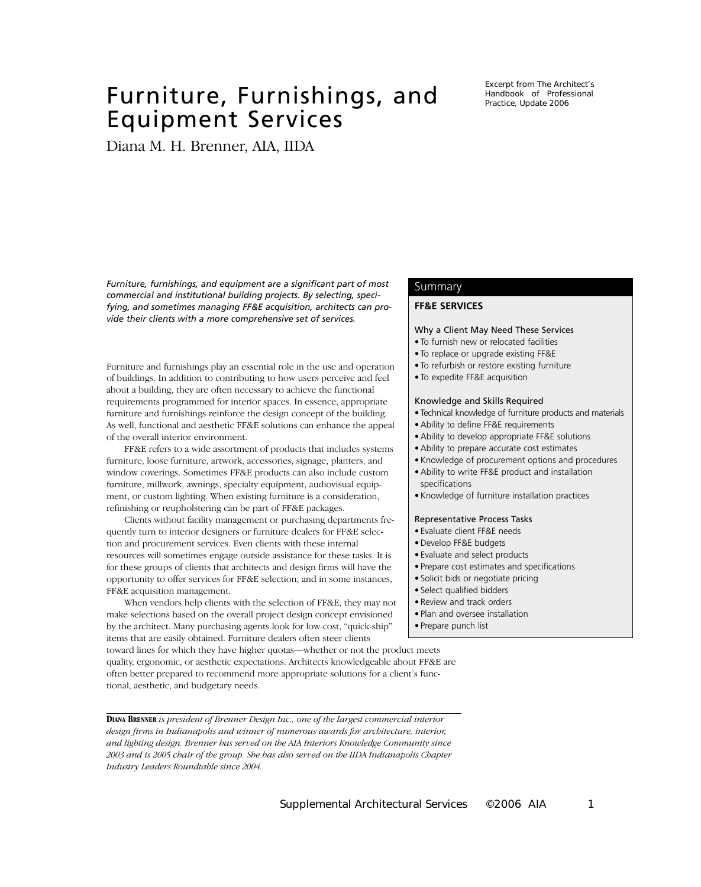# Furniture, Furnishings, and Equipment Services

Diana M. H. Brenner, AIA, IIDA

*Excerpt from The Architect's Handbook of Professional Practice, Update 2006*

*Furniture, furnishings, and equipment are a significant part of most commercial and institutional building projects. By selecting, specifying, and sometimes managing FF&E acquisition, architects can provide their clients with a more comprehensive set of services.*

Furniture and furnishings play an essential role in the use and operation of buildings. In addition to contributing to how users perceive and feel about a building, they are often necessary to achieve the functional requirements programmed for interior spaces. In essence, appropriate furniture and furnishings reinforce the design concept of the building. As well, functional and aesthetic FF&E solutions can enhance the appeal of the overall interior environment.

FF&E refers to a wide assortment of products that includes systems furniture, loose furniture, artwork, accessories, signage, planters, and window coverings. Sometimes FF&E products can also include custom furniture, millwork, awnings, specialty equipment, audiovisual equipment, or custom lighting. When existing furniture is a consideration, refinishing or reupholstering can be part of FF&E packages.

Clients without facility management or purchasing departments frequently turn to interior designers or furniture dealers for FF&E selection and procurement services. Even clients with these internal resources will sometimes engage outside assistance for these tasks. It is for these groups of clients that architects and design firms will have the opportunity to offer services for FF&E selection, and in some instances, FF&E acquisition management.

When vendors help clients with the selection of FF&E, they may not make selections based on the overall project design concept envisioned by the architect. Many purchasing agents look for low-cost, "quick-ship" items that are easily obtained. Furniture dealers often steer clients toward lines for which they have higher quotas—whether or not the product meets quality, ergonomic, or aesthetic expectations. Architects knowledgeable about FF&E are often better prepared to recommend more appropriate solutions for a client's functional, aesthetic, and budgetary needs.

---

**Diana Brenner** *is president of Brenner Design Inc., one of the largest commercial interior design firms in Indianapolis and winner of numerous awards for architecture, interior, and lighting design. Brenner has served on the AIA Interiors Knowledge Community since 2003 and is 2005 chair of the group. She has also served on the IIDA Indianapolis Chapter Industry Leaders Roundtable since 2004.*

---

## Summary

**FF&E SERVICES**

**Why a Client May Need These Services**

- To furnish new or relocated facilities
- To replace or upgrade existing FF&E
- To refurbish or restore existing furniture
- To expedite FF&E acquisition

**Knowledge and Skills Required**

- Technical knowledge of furniture products and materials
- Ability to define FF&E requirements
- Ability to develop appropriate FF&E solutions
- Ability to prepare accurate cost estimates
- Knowledge of procurement options and procedures
- Ability to write FF&E product and installation specifications
- Knowledge of furniture installation practices

**Representative Process Tasks**

- Evaluate client FF&E needs
- Develop FF&E budgets
- Evaluate and select products
- Prepare cost estimates and specifications
- Solicit bids or negotiate pricing
- Select qualified bidders
- Review and track orders
- Plan and oversee installation
- Prepare punch list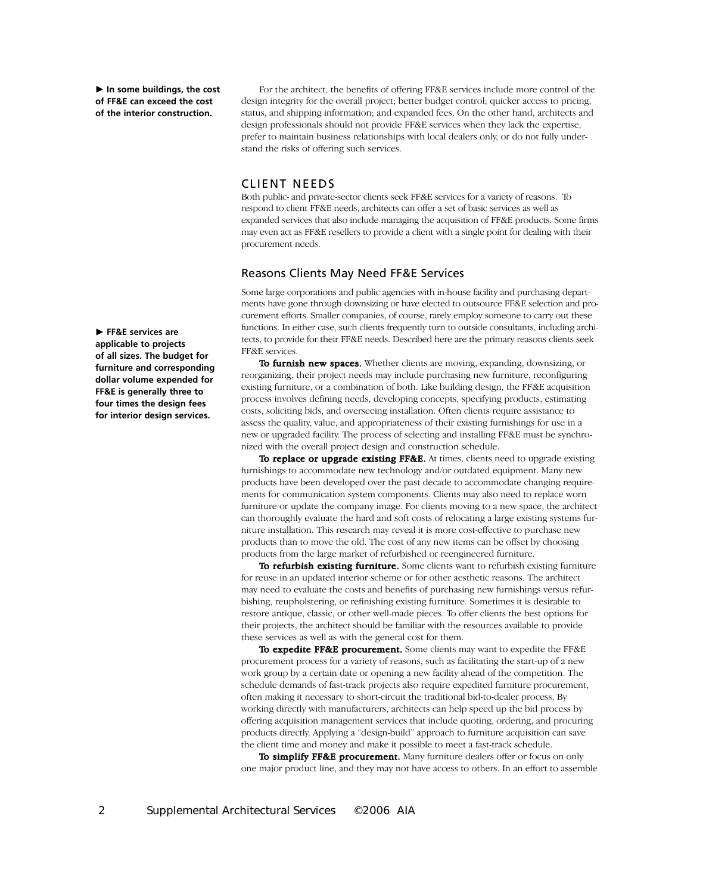► **In some buildings, the cost of FF&E can exceed the cost of the interior construction.**

For the architect, the benefits of offering FF&E services include more control of the design integrity for the overall project; better budget control; quicker access to pricing, status, and shipping information; and expanded fees. On the other hand, architects and design professionals should not provide FF&E services when they lack the expertise, prefer to maintain business relationships with local dealers only, or do not fully understand the risks of offering such services.

## CLIENT NEEDS

Both public- and private-sector clients seek FF&E services for a variety of reasons. To respond to client FF&E needs, architects can offer a set of basic services as well as expanded services that also include managing the acquisition of FF&E products. Some firms may even act as FF&E resellers to provide a client with a single point for dealing with their procurement needs.

### Reasons Clients May Need FF&E Services

► **FF&E services are applicable to projects of all sizes. The budget for furniture and corresponding dollar volume expended for FF&E is generally three to four times the design fees for interior design services.**

Some large corporations and public agencies with in-house facility and purchasing departments have gone through downsizing or have elected to outsource FF&E selection and procurement efforts. Smaller companies, of course, rarely employ someone to carry out these functions. In either case, such clients frequently turn to outside consultants, including architects, to provide for their FF&E needs. Described here are the primary reasons clients seek FF&E services.

**To furnish new spaces.** Whether clients are moving, expanding, downsizing, or reorganizing, their project needs may include purchasing new furniture, reconfiguring existing furniture, or a combination of both. Like building design, the FF&E acquisition process involves defining needs, developing concepts, specifying products, estimating costs, soliciting bids, and overseeing installation. Often clients require assistance to assess the quality, value, and appropriateness of their existing furnishings for use in a new or upgraded facility. The process of selecting and installing FF&E must be synchronized with the overall project design and construction schedule.

**To replace or upgrade existing FF&E.** At times, clients need to upgrade existing furnishings to accommodate new technology and/or outdated equipment. Many new products have been developed over the past decade to accommodate changing requirements for communication system components. Clients may also need to replace worn furniture or update the company image. For clients moving to a new space, the architect can thoroughly evaluate the hard and soft costs of relocating a large existing systems furniture installation. This research may reveal it is more cost-effective to purchase new products than to move the old. The cost of any new items can be offset by choosing products from the large market of refurbished or reengineered furniture.

**To refurbish existing furniture.** Some clients want to refurbish existing furniture for reuse in an updated interior scheme or for other aesthetic reasons. The architect may need to evaluate the costs and benefits of purchasing new furnishings versus refurbishing, reupholstering, or refinishing existing furniture. Sometimes it is desirable to restore antique, classic, or other well-made pieces. To offer clients the best options for their projects, the architect should be familiar with the resources available to provide these services as well as with the general cost for them.

**To expedite FF&E procurement.** Some clients may want to expedite the FF&E procurement process for a variety of reasons, such as facilitating the start-up of a new work group by a certain date or opening a new facility ahead of the competition. The schedule demands of fast-track projects also require expedited furniture procurement, often making it necessary to short-circuit the traditional bid-to-dealer process. By working directly with manufacturers, architects can help speed up the bid process by offering acquisition management services that include quoting, ordering, and procuring products directly. Applying a "design-build" approach to furniture acquisition can save the client time and money and make it possible to meet a fast-track schedule.

**To simplify FF&E procurement.** Many furniture dealers offer or focus on only one major product line, and they may not have access to others. In an effort to assemble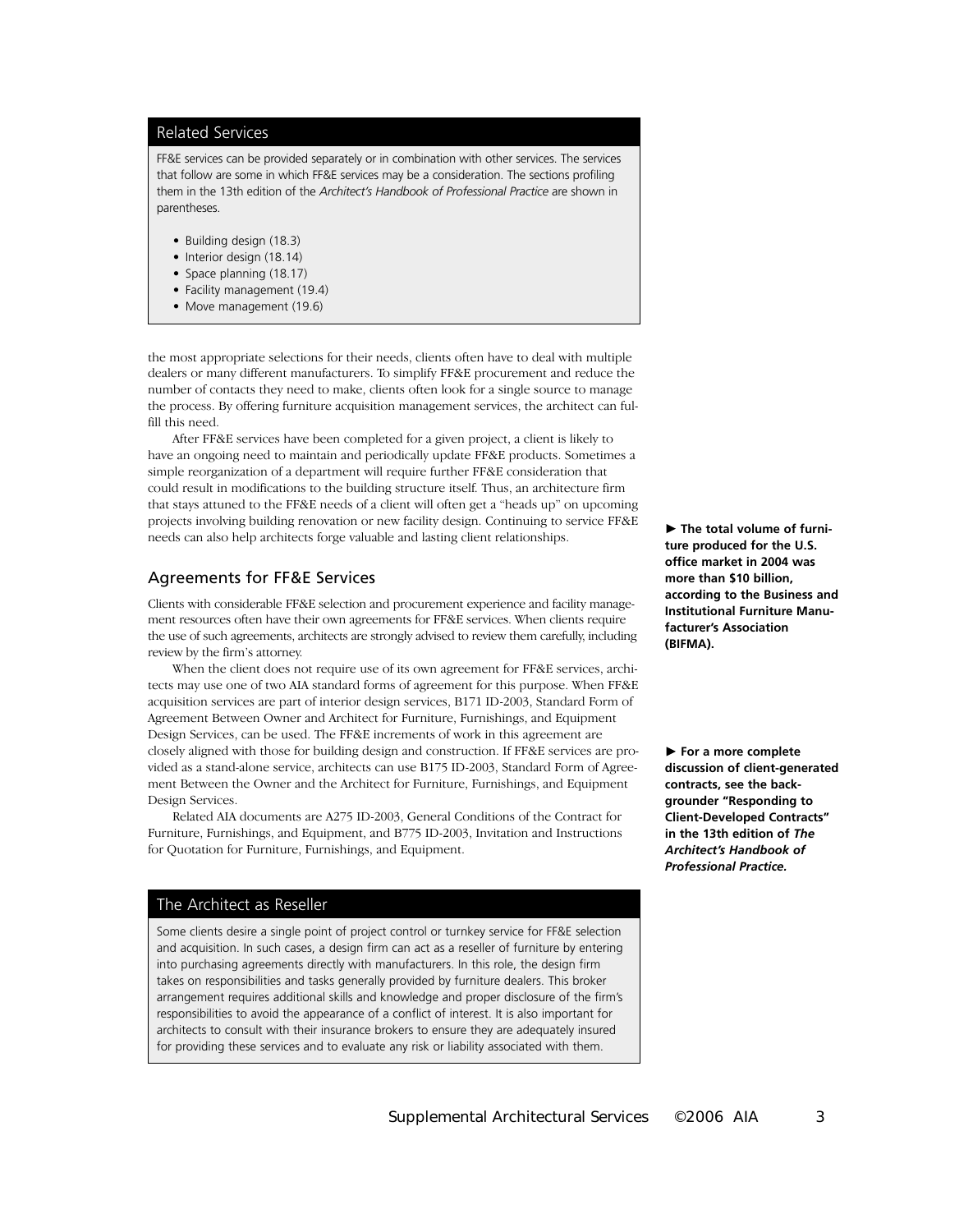## Related Services

FF&E services can be provided separately or in combination with other services. The services that follow are some in which FF&E services may be a consideration. The sections profiling them in the 13th edition of the *Architect's Handbook of Professional Practice* are shown in parentheses.

- Building design (18.3)
- Interior design (18.14)
- Space planning (18.17)
- Facility management (19.4)
- Move management (19.6)

the most appropriate selections for their needs, clients often have to deal with multiple dealers or many different manufacturers. To simplify FF&E procurement and reduce the number of contacts they need to make, clients often look for a single source to manage the process. By offering furniture acquisition management services, the architect can fulfill this need.

After FF&E services have been completed for a given project, a client is likely to have an ongoing need to maintain and periodically update FF&E products. Sometimes a simple reorganization of a department will require further FF&E consideration that could result in modifications to the building structure itself. Thus, an architecture firm that stays attuned to the FF&E needs of a client will often get a "heads up" on upcoming projects involving building renovation or new facility design. Continuing to service FF&E needs can also help architects forge valuable and lasting client relationships.

► **The total volume of furniture produced for the U.S. office market in 2004 was more than $10 billion, according to the Business and Institutional Furniture Manufacturer's Association (BIFMA).**

## Agreements for FF&E Services

Clients with considerable FF&E selection and procurement experience and facility management resources often have their own agreements for FF&E services. When clients require the use of such agreements, architects are strongly advised to review them carefully, including review by the firm's attorney.

When the client does not require use of its own agreement for FF&E services, architects may use one of two AIA standard forms of agreement for this purpose. When FF&E acquisition services are part of interior design services, B171 ID-2003, Standard Form of Agreement Between Owner and Architect for Furniture, Furnishings, and Equipment Design Services, can be used. The FF&E increments of work in this agreement are closely aligned with those for building design and construction. If FF&E services are provided as a stand-alone service, architects can use B175 ID-2003, Standard Form of Agreement Between the Owner and the Architect for Furniture, Furnishings, and Equipment Design Services.

Related AIA documents are A275 ID-2003, General Conditions of the Contract for Furniture, Furnishings, and Equipment, and B775 ID-2003, Invitation and Instructions for Quotation for Furniture, Furnishings, and Equipment.

► **For a more complete discussion of client-generated contracts, see the backgrounder "Responding to Client-Developed Contracts" in the 13th edition of *The Architect's Handbook of Professional Practice.***

## The Architect as Reseller

Some clients desire a single point of project control or turnkey service for FF&E selection and acquisition. In such cases, a design firm can act as a reseller of furniture by entering into purchasing agreements directly with manufacturers. In this role, the design firm takes on responsibilities and tasks generally provided by furniture dealers. This broker arrangement requires additional skills and knowledge and proper disclosure of the firm's responsibilities to avoid the appearance of a conflict of interest. It is also important for architects to consult with their insurance brokers to ensure they are adequately insured for providing these services and to evaluate any risk or liability associated with them.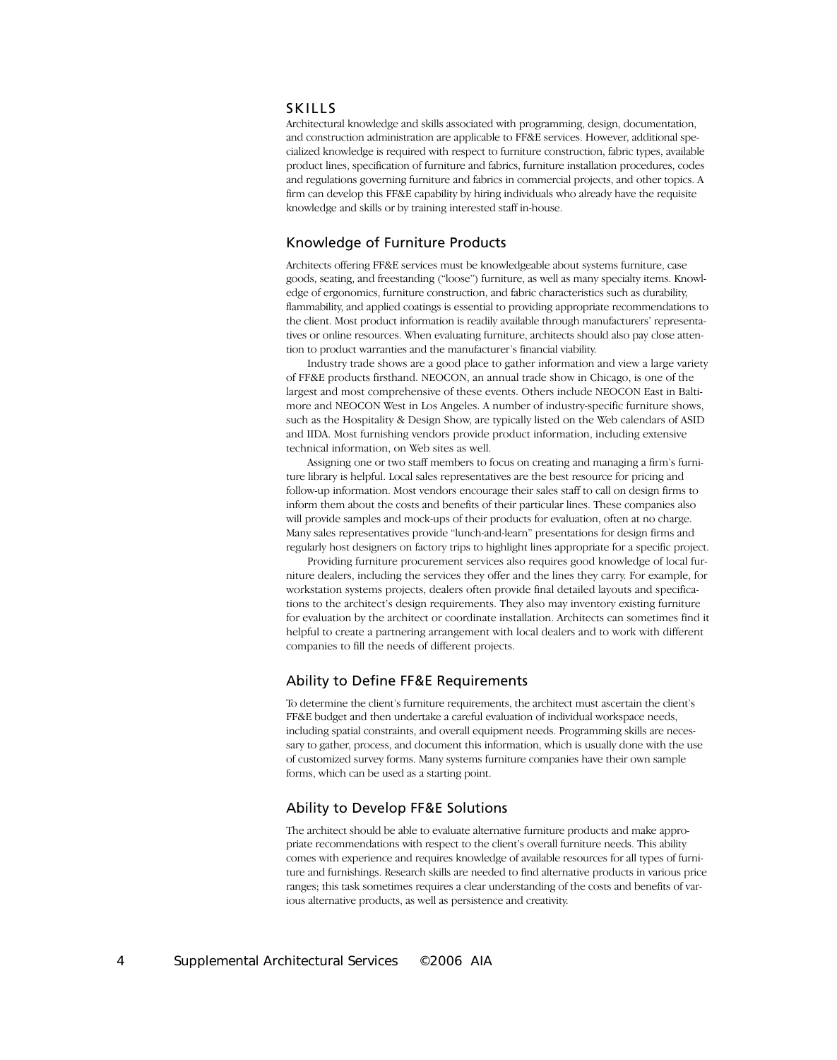## SKILLS

Architectural knowledge and skills associated with programming, design, documentation, and construction administration are applicable to FF&E services. However, additional specialized knowledge is required with respect to furniture construction, fabric types, available product lines, specification of furniture and fabrics, furniture installation procedures, codes and regulations governing furniture and fabrics in commercial projects, and other topics. A firm can develop this FF&E capability by hiring individuals who already have the requisite knowledge and skills or by training interested staff in-house.

### Knowledge of Furniture Products

Architects offering FF&E services must be knowledgeable about systems furniture, case goods, seating, and freestanding ("loose") furniture, as well as many specialty items. Knowledge of ergonomics, furniture construction, and fabric characteristics such as durability, flammability, and applied coatings is essential to providing appropriate recommendations to the client. Most product information is readily available through manufacturers' representatives or online resources. When evaluating furniture, architects should also pay close attention to product warranties and the manufacturer's financial viability.

Industry trade shows are a good place to gather information and view a large variety of FF&E products firsthand. NEOCON, an annual trade show in Chicago, is one of the largest and most comprehensive of these events. Others include NEOCON East in Baltimore and NEOCON West in Los Angeles. A number of industry-specific furniture shows, such as the Hospitality & Design Show, are typically listed on the Web calendars of ASID and IIDA. Most furnishing vendors provide product information, including extensive technical information, on Web sites as well.

Assigning one or two staff members to focus on creating and managing a firm's furniture library is helpful. Local sales representatives are the best resource for pricing and follow-up information. Most vendors encourage their sales staff to call on design firms to inform them about the costs and benefits of their particular lines. These companies also will provide samples and mock-ups of their products for evaluation, often at no charge. Many sales representatives provide "lunch-and-learn" presentations for design firms and regularly host designers on factory trips to highlight lines appropriate for a specific project.

Providing furniture procurement services also requires good knowledge of local furniture dealers, including the services they offer and the lines they carry. For example, for workstation systems projects, dealers often provide final detailed layouts and specifications to the architect's design requirements. They also may inventory existing furniture for evaluation by the architect or coordinate installation. Architects can sometimes find it helpful to create a partnering arrangement with local dealers and to work with different companies to fill the needs of different projects.

### Ability to Define FF&E Requirements

To determine the client's furniture requirements, the architect must ascertain the client's FF&E budget and then undertake a careful evaluation of individual workspace needs, including spatial constraints, and overall equipment needs. Programming skills are necessary to gather, process, and document this information, which is usually done with the use of customized survey forms. Many systems furniture companies have their own sample forms, which can be used as a starting point.

### Ability to Develop FF&E Solutions

The architect should be able to evaluate alternative furniture products and make appropriate recommendations with respect to the client's overall furniture needs. This ability comes with experience and requires knowledge of available resources for all types of furniture and furnishings. Research skills are needed to find alternative products in various price ranges; this task sometimes requires a clear understanding of the costs and benefits of various alternative products, as well as persistence and creativity.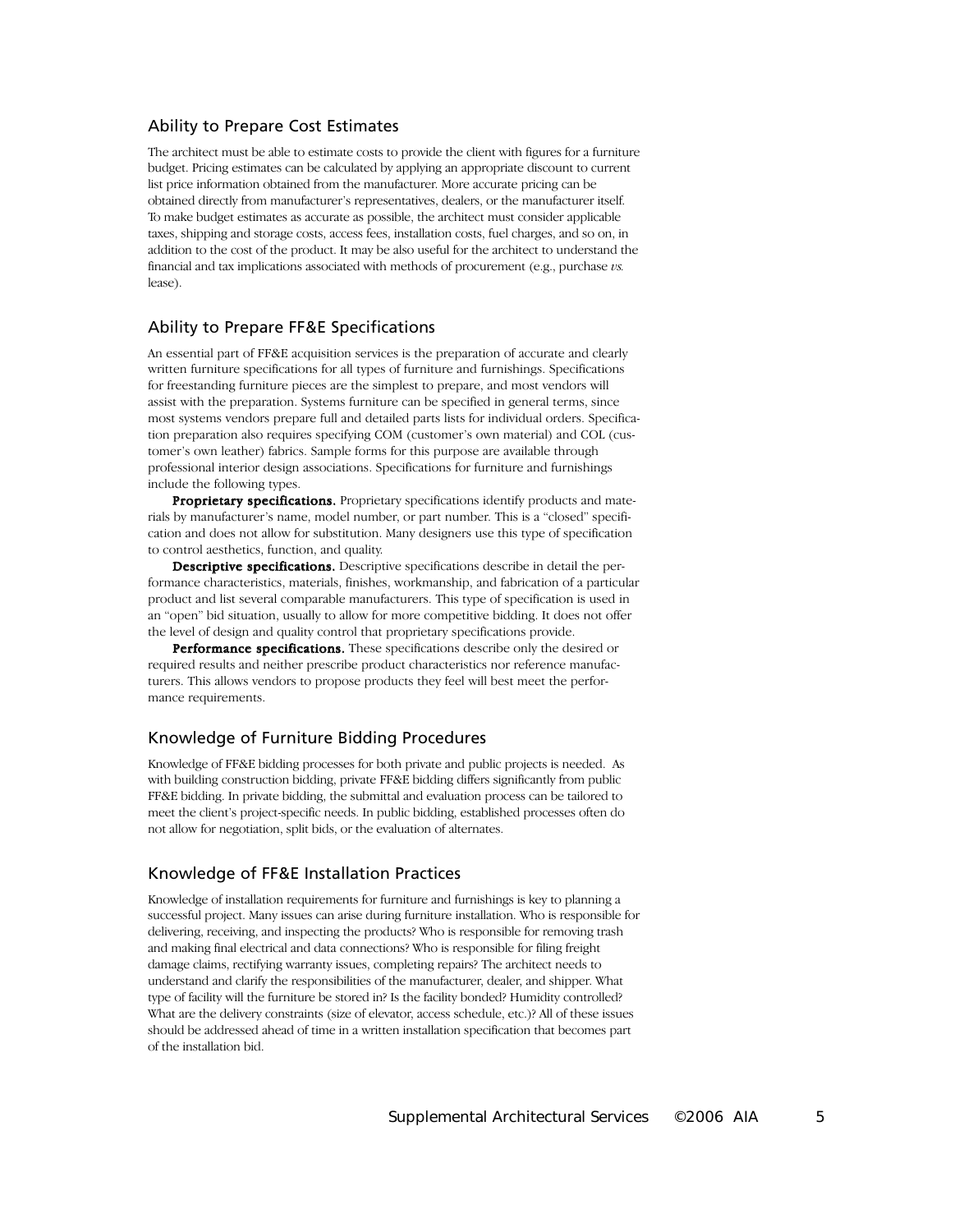## Ability to Prepare Cost Estimates

The architect must be able to estimate costs to provide the client with figures for a furniture budget. Pricing estimates can be calculated by applying an appropriate discount to current list price information obtained from the manufacturer. More accurate pricing can be obtained directly from manufacturer's representatives, dealers, or the manufacturer itself. To make budget estimates as accurate as possible, the architect must consider applicable taxes, shipping and storage costs, access fees, installation costs, fuel charges, and so on, in addition to the cost of the product. It may be also useful for the architect to understand the financial and tax implications associated with methods of procurement (e.g., purchase *vs.* lease).

## Ability to Prepare FF&E Specifications

An essential part of FF&E acquisition services is the preparation of accurate and clearly written furniture specifications for all types of furniture and furnishings. Specifications for freestanding furniture pieces are the simplest to prepare, and most vendors will assist with the preparation. Systems furniture can be specified in general terms, since most systems vendors prepare full and detailed parts lists for individual orders. Specification preparation also requires specifying COM (customer's own material) and COL (customer's own leather) fabrics. Sample forms for this purpose are available through professional interior design associations. Specifications for furniture and furnishings include the following types.

**Proprietary specifications.** Proprietary specifications identify products and materials by manufacturer's name, model number, or part number. This is a "closed" specification and does not allow for substitution. Many designers use this type of specification to control aesthetics, function, and quality.

**Descriptive specifications.** Descriptive specifications describe in detail the performance characteristics, materials, finishes, workmanship, and fabrication of a particular product and list several comparable manufacturers. This type of specification is used in an "open" bid situation, usually to allow for more competitive bidding. It does not offer the level of design and quality control that proprietary specifications provide.

**Performance specifications.** These specifications describe only the desired or required results and neither prescribe product characteristics nor reference manufacturers. This allows vendors to propose products they feel will best meet the performance requirements.

## Knowledge of Furniture Bidding Procedures

Knowledge of FF&E bidding processes for both private and public projects is needed. As with building construction bidding, private FF&E bidding differs significantly from public FF&E bidding. In private bidding, the submittal and evaluation process can be tailored to meet the client's project-specific needs. In public bidding, established processes often do not allow for negotiation, split bids, or the evaluation of alternates.

## Knowledge of FF&E Installation Practices

Knowledge of installation requirements for furniture and furnishings is key to planning a successful project. Many issues can arise during furniture installation. Who is responsible for delivering, receiving, and inspecting the products? Who is responsible for removing trash and making final electrical and data connections? Who is responsible for filing freight damage claims, rectifying warranty issues, completing repairs? The architect needs to understand and clarify the responsibilities of the manufacturer, dealer, and shipper. What type of facility will the furniture be stored in? Is the facility bonded? Humidity controlled? What are the delivery constraints (size of elevator, access schedule, etc.)? All of these issues should be addressed ahead of time in a written installation specification that becomes part of the installation bid.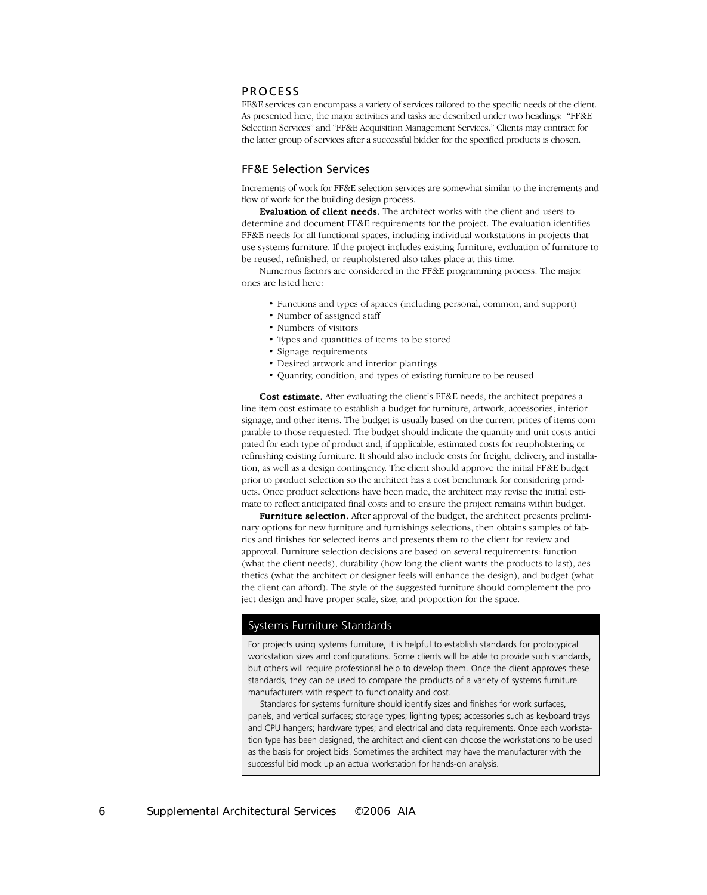## PROCESS

FF&E services can encompass a variety of services tailored to the specific needs of the client. As presented here, the major activities and tasks are described under two headings: "FF&E Selection Services" and "FF&E Acquisition Management Services." Clients may contract for the latter group of services after a successful bidder for the specified products is chosen.

### FF&E Selection Services

Increments of work for FF&E selection services are somewhat similar to the increments and flow of work for the building design process.

**Evaluation of client needs.** The architect works with the client and users to determine and document FF&E requirements for the project. The evaluation identifies FF&E needs for all functional spaces, including individual workstations in projects that use systems furniture. If the project includes existing furniture, evaluation of furniture to be reused, refinished, or reupholstered also takes place at this time.

Numerous factors are considered in the FF&E programming process. The major ones are listed here:

- Functions and types of spaces (including personal, common, and support)
- Number of assigned staff
- Numbers of visitors
- Types and quantities of items to be stored
- Signage requirements
- Desired artwork and interior plantings
- Quantity, condition, and types of existing furniture to be reused

**Cost estimate.** After evaluating the client's FF&E needs, the architect prepares a line-item cost estimate to establish a budget for furniture, artwork, accessories, interior signage, and other items. The budget is usually based on the current prices of items comparable to those requested. The budget should indicate the quantity and unit costs anticipated for each type of product and, if applicable, estimated costs for reupholstering or refinishing existing furniture. It should also include costs for freight, delivery, and installation, as well as a design contingency. The client should approve the initial FF&E budget prior to product selection so the architect has a cost benchmark for considering products. Once product selections have been made, the architect may revise the initial estimate to reflect anticipated final costs and to ensure the project remains within budget.

**Furniture selection.** After approval of the budget, the architect presents preliminary options for new furniture and furnishings selections, then obtains samples of fabrics and finishes for selected items and presents them to the client for review and approval. Furniture selection decisions are based on several requirements: function (what the client needs), durability (how long the client wants the products to last), aesthetics (what the architect or designer feels will enhance the design), and budget (what the client can afford). The style of the suggested furniture should complement the project design and have proper scale, size, and proportion for the space.

#### Systems Furniture Standards

For projects using systems furniture, it is helpful to establish standards for prototypical workstation sizes and configurations. Some clients will be able to provide such standards, but others will require professional help to develop them. Once the client approves these standards, they can be used to compare the products of a variety of systems furniture manufacturers with respect to functionality and cost.

Standards for systems furniture should identify sizes and finishes for work surfaces, panels, and vertical surfaces; storage types; lighting types; accessories such as keyboard trays and CPU hangers; hardware types; and electrical and data requirements. Once each workstation type has been designed, the architect and client can choose the workstations to be used as the basis for project bids. Sometimes the architect may have the manufacturer with the successful bid mock up an actual workstation for hands-on analysis.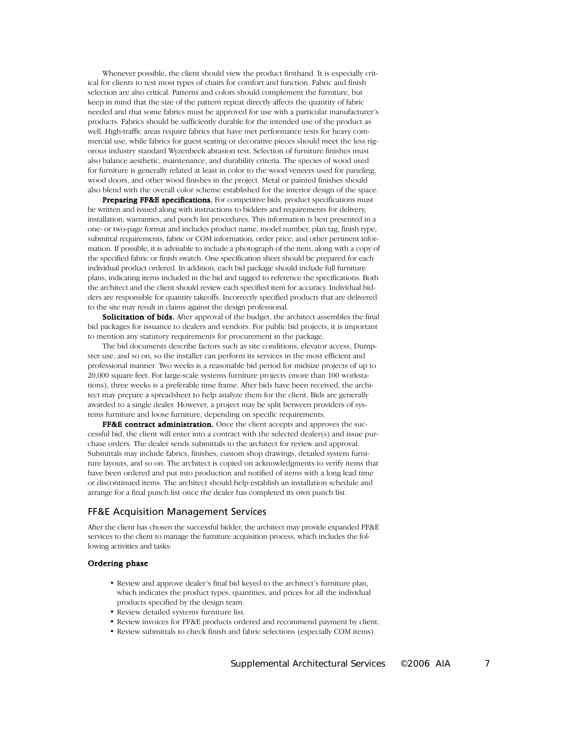Whenever possible, the client should view the product firsthand. It is especially critical for clients to test most types of chairs for comfort and function. Fabric and finish selection are also critical. Patterns and colors should complement the furniture, but keep in mind that the size of the pattern repeat directly affects the quantity of fabric needed and that some fabrics must be approved for use with a particular manufacturer's products. Fabrics should be sufficiently durable for the intended use of the product as well. High-traffic areas require fabrics that have met performance tests for heavy commercial use, while fabrics for guest seating or decorative pieces should meet the less rigorous industry standard Wyzenbeek abrasion test. Selection of furniture finishes must also balance aesthetic, maintenance, and durability criteria. The species of wood used for furniture is generally related at least in color to the wood veneers used for paneling, wood doors, and other wood finishes in the project. Metal or painted finishes should also blend with the overall color scheme established for the interior design of the space.

**Preparing FF&E specifications.** For competitive bids, product specifications must be written and issued along with instructions to bidders and requirements for delivery, installation, warranties, and punch list procedures. This information is best presented in a one- or two-page format and includes product name, model number, plan tag, finish type, submittal requirements, fabric or COM information, order price, and other pertinent information. If possible, it is advisable to include a photograph of the item, along with a copy of the specified fabric or finish swatch. One specification sheet should be prepared for each individual product ordered. In addition, each bid package should include full furniture plans, indicating items included in the bid and tagged to reference the specifications. Both the architect and the client should review each specified item for accuracy. Individual bidders are responsible for quantity takeoffs. Incorrectly specified products that are delivered to the site may result in claims against the design professional.

**Solicitation of bids.** After approval of the budget, the architect assembles the final bid packages for issuance to dealers and vendors. For public bid projects, it is important to mention any statutory requirements for procurement in the package.

The bid documents describe factors such as site conditions, elevator access, Dumpster use, and so on, so the installer can perform its services in the most efficient and professional manner. Two weeks is a reasonable bid period for midsize projects of up to 20,000 square feet. For large-scale systems furniture projects (more than 100 workstations), three weeks is a preferable time frame. After bids have been received, the architect may prepare a spreadsheet to help analyze them for the client. Bids are generally awarded to a single dealer. However, a project may be split between providers of systems furniture and loose furniture, depending on specific requirements.

**FF&E contract administration.** Once the client accepts and approves the successful bid, the client will enter into a contract with the selected dealer(s) and issue purchase orders. The dealer sends submittals to the architect for review and approval. Submittals may include fabrics, finishes, custom shop drawings, detailed system furniture layouts, and so on. The architect is copied on acknowledgments to verify items that have been ordered and put into production and notified of items with a long lead time or discontinued items. The architect should help establish an installation schedule and arrange for a final punch list once the dealer has completed its own punch list.

## FF&E Acquisition Management Services

After the client has chosen the successful bidder, the architect may provide expanded FF&E services to the client to manage the furniture acquisition process, which includes the following activities and tasks:

### Ordering phase

- Review and approve dealer's final bid keyed to the architect's furniture plan, which indicates the product types, quantities, and prices for all the individual products specified by the design team.
- Review detailed systems furniture list.
- Review invoices for FF&E products ordered and recommend payment by client.
- Review submittals to check finish and fabric selections (especially COM items).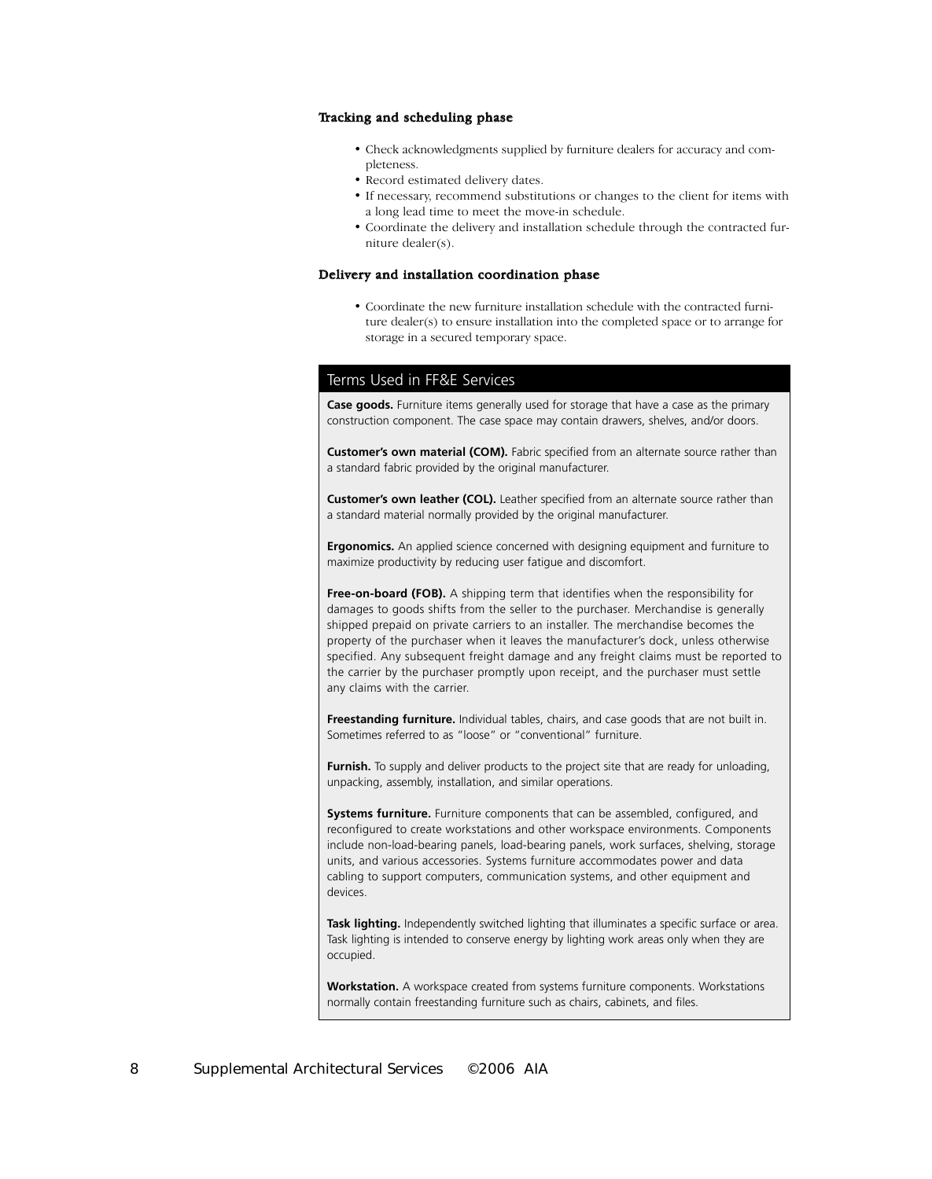#### Tracking and scheduling phase

- Check acknowledgments supplied by furniture dealers for accuracy and completeness.
- Record estimated delivery dates.
- If necessary, recommend substitutions or changes to the client for items with a long lead time to meet the move-in schedule.
- Coordinate the delivery and installation schedule through the contracted furniture dealer(s).

#### Delivery and installation coordination phase

- Coordinate the new furniture installation schedule with the contracted furniture dealer(s) to ensure installation into the completed space or to arrange for storage in a secured temporary space.

### Terms Used in FF&E Services

**Case goods.** Furniture items generally used for storage that have a case as the primary construction component. The case space may contain drawers, shelves, and/or doors.

**Customer's own material (COM).** Fabric specified from an alternate source rather than a standard fabric provided by the original manufacturer.

**Customer's own leather (COL).** Leather specified from an alternate source rather than a standard material normally provided by the original manufacturer.

**Ergonomics.** An applied science concerned with designing equipment and furniture to maximize productivity by reducing user fatigue and discomfort.

**Free-on-board (FOB).** A shipping term that identifies when the responsibility for damages to goods shifts from the seller to the purchaser. Merchandise is generally shipped prepaid on private carriers to an installer. The merchandise becomes the property of the purchaser when it leaves the manufacturer's dock, unless otherwise specified. Any subsequent freight damage and any freight claims must be reported to the carrier by the purchaser promptly upon receipt, and the purchaser must settle any claims with the carrier.

**Freestanding furniture.** Individual tables, chairs, and case goods that are not built in. Sometimes referred to as "loose" or "conventional" furniture.

**Furnish.** To supply and deliver products to the project site that are ready for unloading, unpacking, assembly, installation, and similar operations.

**Systems furniture.** Furniture components that can be assembled, configured, and reconfigured to create workstations and other workspace environments. Components include non-load-bearing panels, load-bearing panels, work surfaces, shelving, storage units, and various accessories. Systems furniture accommodates power and data cabling to support computers, communication systems, and other equipment and devices.

**Task lighting.** Independently switched lighting that illuminates a specific surface or area. Task lighting is intended to conserve energy by lighting work areas only when they are occupied.

**Workstation.** A workspace created from systems furniture components. Workstations normally contain freestanding furniture such as chairs, cabinets, and files.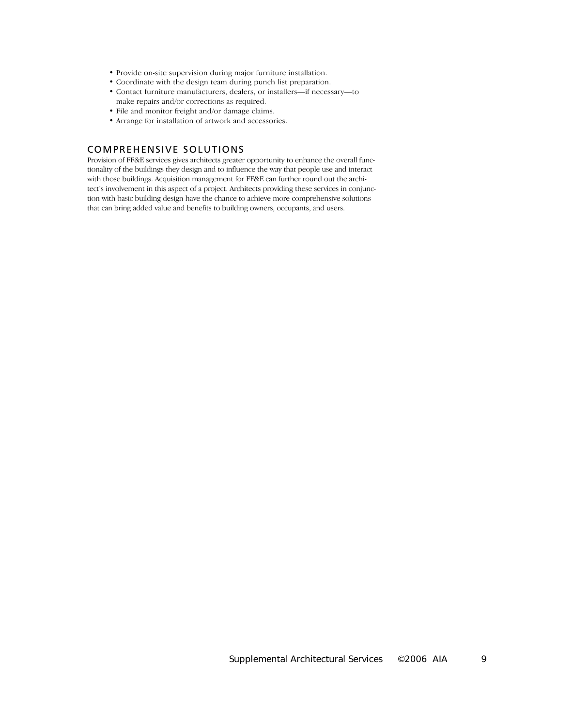- Provide on-site supervision during major furniture installation.
- Coordinate with the design team during punch list preparation.
- Contact furniture manufacturers, dealers, or installers—if necessary—to make repairs and/or corrections as required.
- File and monitor freight and/or damage claims.
- Arrange for installation of artwork and accessories.

## COMPREHENSIVE SOLUTIONS

Provision of FF&E services gives architects greater opportunity to enhance the overall functionality of the buildings they design and to influence the way that people use and interact with those buildings. Acquisition management for FF&E can further round out the architect's involvement in this aspect of a project. Architects providing these services in conjunction with basic building design have the chance to achieve more comprehensive solutions that can bring added value and benefits to building owners, occupants, and users.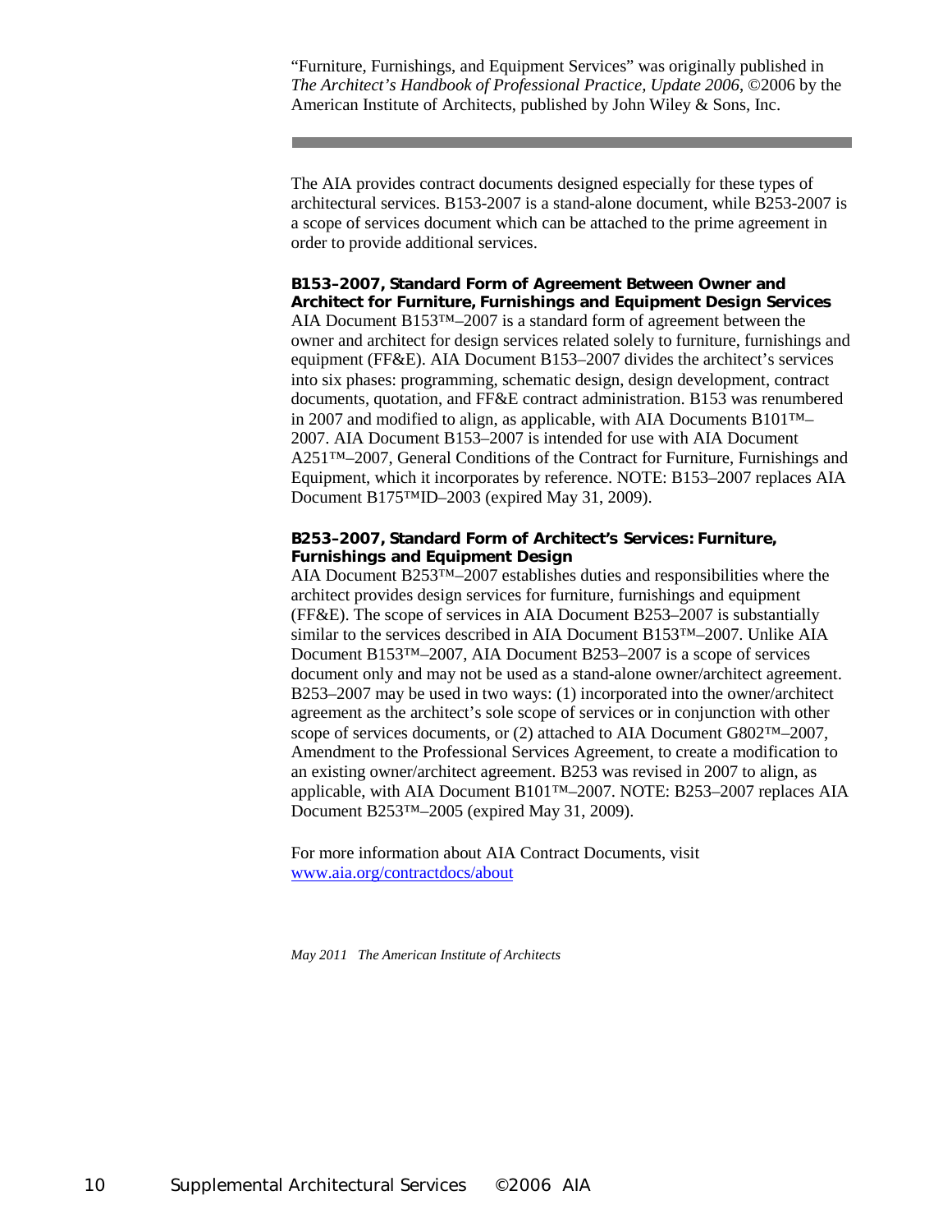"Furniture, Furnishings, and Equipment Services" was originally published in *The Architect's Handbook of Professional Practice, Update 2006*, ©2006 by the American Institute of Architects, published by John Wiley & Sons, Inc.

---

The AIA provides contract documents designed especially for these types of architectural services. B153-2007 is a stand-alone document, while B253-2007 is a scope of services document which can be attached to the prime agreement in order to provide additional services.

**B153–2007, Standard Form of Agreement Between Owner and Architect for Furniture, Furnishings and Equipment Design Services**
AIA Document B153™–2007 is a standard form of agreement between the owner and architect for design services related solely to furniture, furnishings and equipment (FF&E). AIA Document B153–2007 divides the architect's services into six phases: programming, schematic design, design development, contract documents, quotation, and FF&E contract administration. B153 was renumbered in 2007 and modified to align, as applicable, with AIA Documents B101™–2007. AIA Document B153–2007 is intended for use with AIA Document A251™–2007, General Conditions of the Contract for Furniture, Furnishings and Equipment, which it incorporates by reference. NOTE: B153–2007 replaces AIA Document B175™ID–2003 (expired May 31, 2009).

**B253–2007, Standard Form of Architect's Services: Furniture, Furnishings and Equipment Design**
AIA Document B253™–2007 establishes duties and responsibilities where the architect provides design services for furniture, furnishings and equipment (FF&E). The scope of services in AIA Document B253–2007 is substantially similar to the services described in AIA Document B153™–2007. Unlike AIA Document B153™–2007, AIA Document B253–2007 is a scope of services document only and may not be used as a stand-alone owner/architect agreement. B253–2007 may be used in two ways: (1) incorporated into the owner/architect agreement as the architect's sole scope of services or in conjunction with other scope of services documents, or (2) attached to AIA Document G802™–2007, Amendment to the Professional Services Agreement, to create a modification to an existing owner/architect agreement. B253 was revised in 2007 to align, as applicable, with AIA Document B101™–2007. NOTE: B253–2007 replaces AIA Document B253™–2005 (expired May 31, 2009).

For more information about AIA Contract Documents, visit [www.aia.org/contractdocs/about](www.aia.org/contractdocs/about)

*May 2011 The American Institute of Architects*